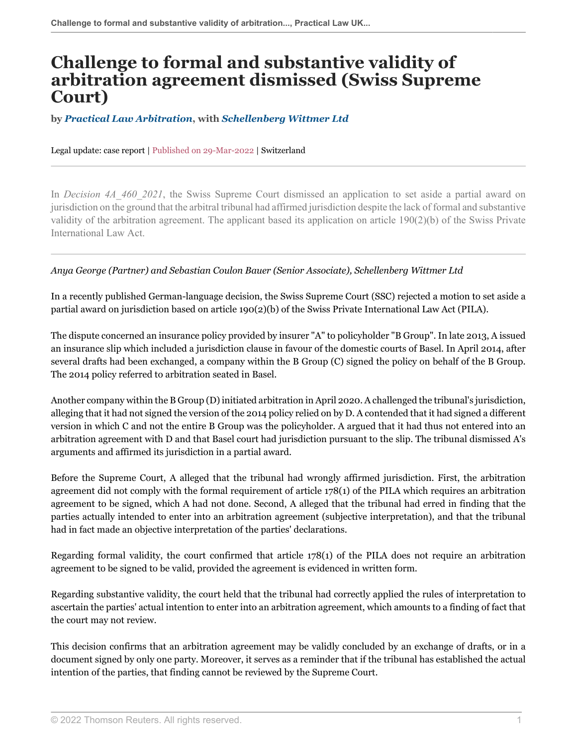# Challenge to formal and substantive validity of arbitration agreement dismissed (Swiss Supreme Court)

**by *Practical Law Arbitration*, with *Schellenberg Wittmer Ltd***

Legal update: case report | Published on 29-Mar-2022 | Switzerland

In *Decision 4A_460_2021*, the Swiss Supreme Court dismissed an application to set aside a partial award on jurisdiction on the ground that the arbitral tribunal had affirmed jurisdiction despite the lack of formal and substantive validity of the arbitration agreement. The applicant based its application on article 190(2)(b) of the Swiss Private International Law Act.

*Anya George (Partner) and Sebastian Coulon Bauer (Senior Associate), Schellenberg Wittmer Ltd*

In a recently published German-language decision, the Swiss Supreme Court (SSC) rejected a motion to set aside a partial award on jurisdiction based on article 190(2)(b) of the Swiss Private International Law Act (PILA).

The dispute concerned an insurance policy provided by insurer "A" to policyholder "B Group". In late 2013, A issued an insurance slip which included a jurisdiction clause in favour of the domestic courts of Basel. In April 2014, after several drafts had been exchanged, a company within the B Group (C) signed the policy on behalf of the B Group. The 2014 policy referred to arbitration seated in Basel.

Another company within the B Group (D) initiated arbitration in April 2020. A challenged the tribunal's jurisdiction, alleging that it had not signed the version of the 2014 policy relied on by D. A contended that it had signed a different version in which C and not the entire B Group was the policyholder. A argued that it had thus not entered into an arbitration agreement with D and that Basel court had jurisdiction pursuant to the slip. The tribunal dismissed A's arguments and affirmed its jurisdiction in a partial award.

Before the Supreme Court, A alleged that the tribunal had wrongly affirmed jurisdiction. First, the arbitration agreement did not comply with the formal requirement of article 178(1) of the PILA which requires an arbitration agreement to be signed, which A had not done. Second, A alleged that the tribunal had erred in finding that the parties actually intended to enter into an arbitration agreement (subjective interpretation), and that the tribunal had in fact made an objective interpretation of the parties' declarations.

Regarding formal validity, the court confirmed that article 178(1) of the PILA does not require an arbitration agreement to be signed to be valid, provided the agreement is evidenced in written form.

Regarding substantive validity, the court held that the tribunal had correctly applied the rules of interpretation to ascertain the parties' actual intention to enter into an arbitration agreement, which amounts to a finding of fact that the court may not review.

This decision confirms that an arbitration agreement may be validly concluded by an exchange of drafts, or in a document signed by only one party. Moreover, it serves as a reminder that if the tribunal has established the actual intention of the parties, that finding cannot be reviewed by the Supreme Court.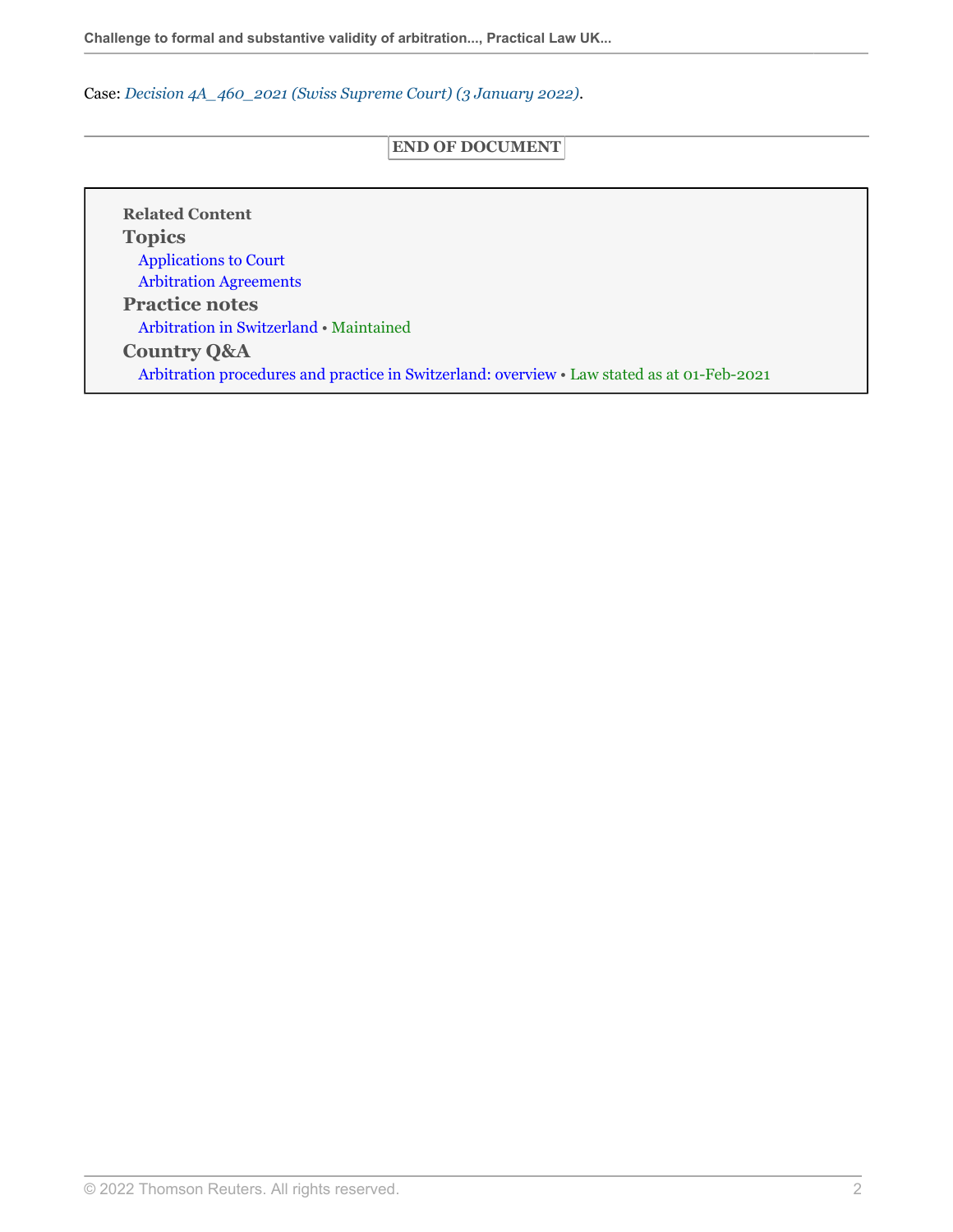Case: *Decision 4A_460_2021 (Swiss Supreme Court) (3 January 2022)*.

---

**END OF DOCUMENT**

**Related Content**

## Topics

Applications to Court

Arbitration Agreements

## Practice notes

Arbitration in Switzerland • Maintained

## Country Q&A

Arbitration procedures and practice in Switzerland: overview • Law stated as at 01-Feb-2021